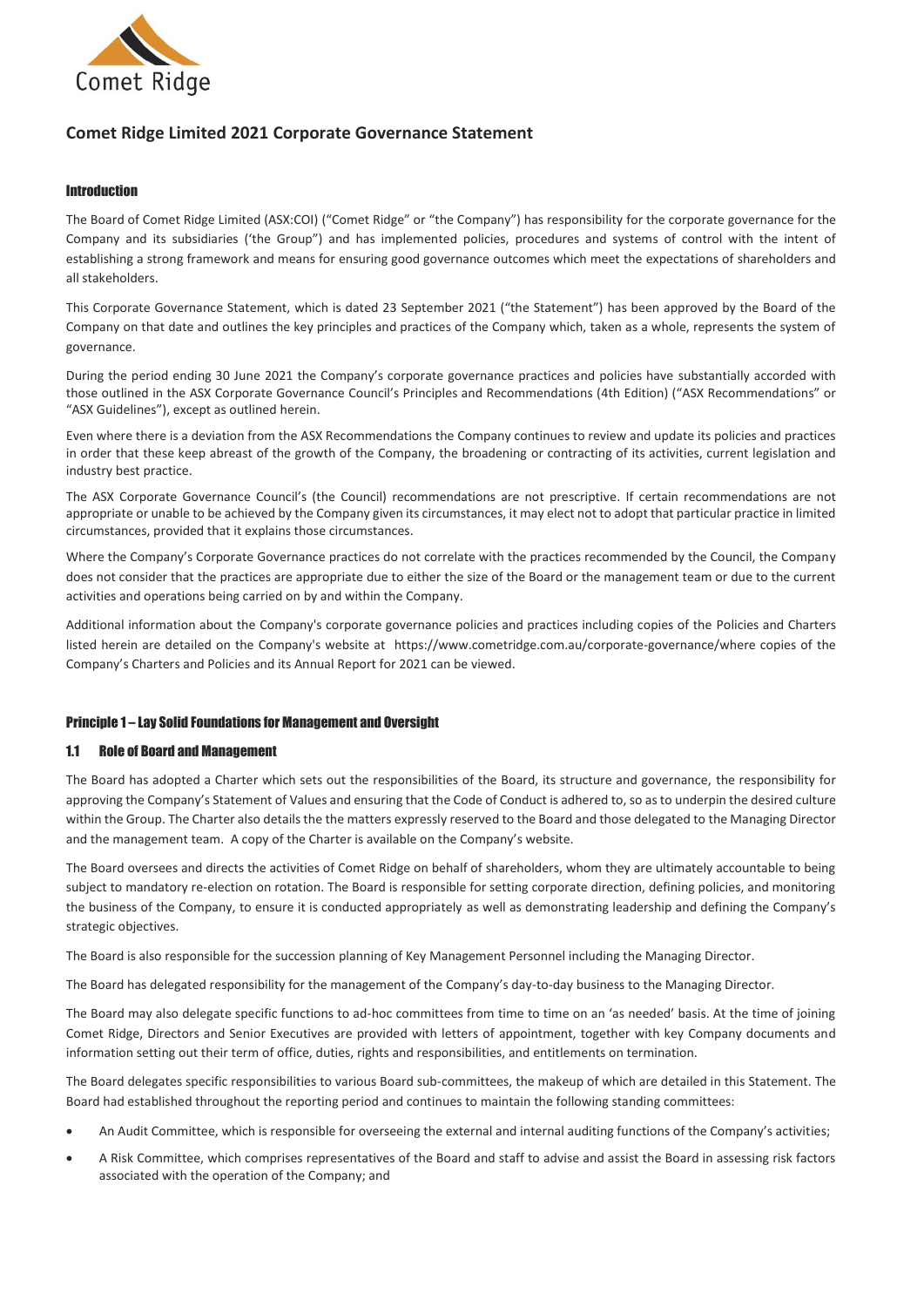# Comet Ridge Limited 2021 Corporate Governance Statement

## Introduction

The Board of Comet Ridge Limited (ASX:COI) ("Comet Ridge" or "the Company") has responsibility for the corporate governance for the Company and its subsidiaries ('the Group') and has implemented policies, procedures and systems of control with the intent of establishing a strong framework and means for ensuring good governance outcomes which meet the expectations of shareholders and all stakeholders.

This Corporate Governance Statement, which is dated 23 September 2021 ("the Statement") has been approved by the Board of the Company on that date and outlines the key principles and practices of the Company which, taken as a whole, represents the system of governance.

During the period ending 30 June 2021 the Company's corporate governance practices and policies have substantially accorded with those outlined in the ASX Corporate Governance Council's Principles and Recommendations (4th Edition) ("ASX Recommendations" or "ASX Guidelines"), except as outlined herein.

Even where there is a deviation from the ASX Recommendations the Company continues to review and update its policies and practices in order that these keep abreast of the growth of the Company, the broadening or contracting of its activities, current legislation and industry best practice.

The ASX Corporate Governance Council's (the Council) recommendations are not prescriptive. If certain recommendations are not appropriate or unable to be achieved by the Company given its circumstances, it may elect not to adopt that particular practice in limited circumstances, provided that it explains those circumstances.

Where the Company's Corporate Governance practices do not correlate with the practices recommended by the Council, the Company does not consider that the practices are appropriate due to either the size of the Board or the management team or due to the current activities and operations being carried on by and within the Company.

Additional information about the Company's corporate governance policies and practices including copies of the Policies and Charters listed herein are detailed on the Company's website at https://www.cometridge.com.au/corporate-governance/where copies of the Company's Charters and Policies and its Annual Report for 2021 can be viewed.

## Principle 1 – Lay Solid Foundations for Management and Oversight

### 1.1 Role of Board and Management

The Board has adopted a Charter which sets out the responsibilities of the Board, its structure and governance, the responsibility for approving the Company's Statement of Values and ensuring that the Code of Conduct is adhered to, so as to underpin the desired culture within the Group. The Charter also details the the matters expressly reserved to the Board and those delegated to the Managing Director and the management team. A copy of the Charter is available on the Company's website.

The Board oversees and directs the activities of Comet Ridge on behalf of shareholders, whom they are ultimately accountable to being subject to mandatory re-election on rotation. The Board is responsible for setting corporate direction, defining policies, and monitoring the business of the Company, to ensure it is conducted appropriately as well as demonstrating leadership and defining the Company's strategic objectives.

The Board is also responsible for the succession planning of Key Management Personnel including the Managing Director.

The Board has delegated responsibility for the management of the Company's day-to-day business to the Managing Director.

The Board may also delegate specific functions to ad-hoc committees from time to time on an 'as needed' basis. At the time of joining Comet Ridge, Directors and Senior Executives are provided with letters of appointment, together with key Company documents and information setting out their term of office, duties, rights and responsibilities, and entitlements on termination.

The Board delegates specific responsibilities to various Board sub-committees, the makeup of which are detailed in this Statement. The Board had established throughout the reporting period and continues to maintain the following standing committees:

- An Audit Committee, which is responsible for overseeing the external and internal auditing functions of the Company's activities;
- A Risk Committee, which comprises representatives of the Board and staff to advise and assist the Board in assessing risk factors associated with the operation of the Company; and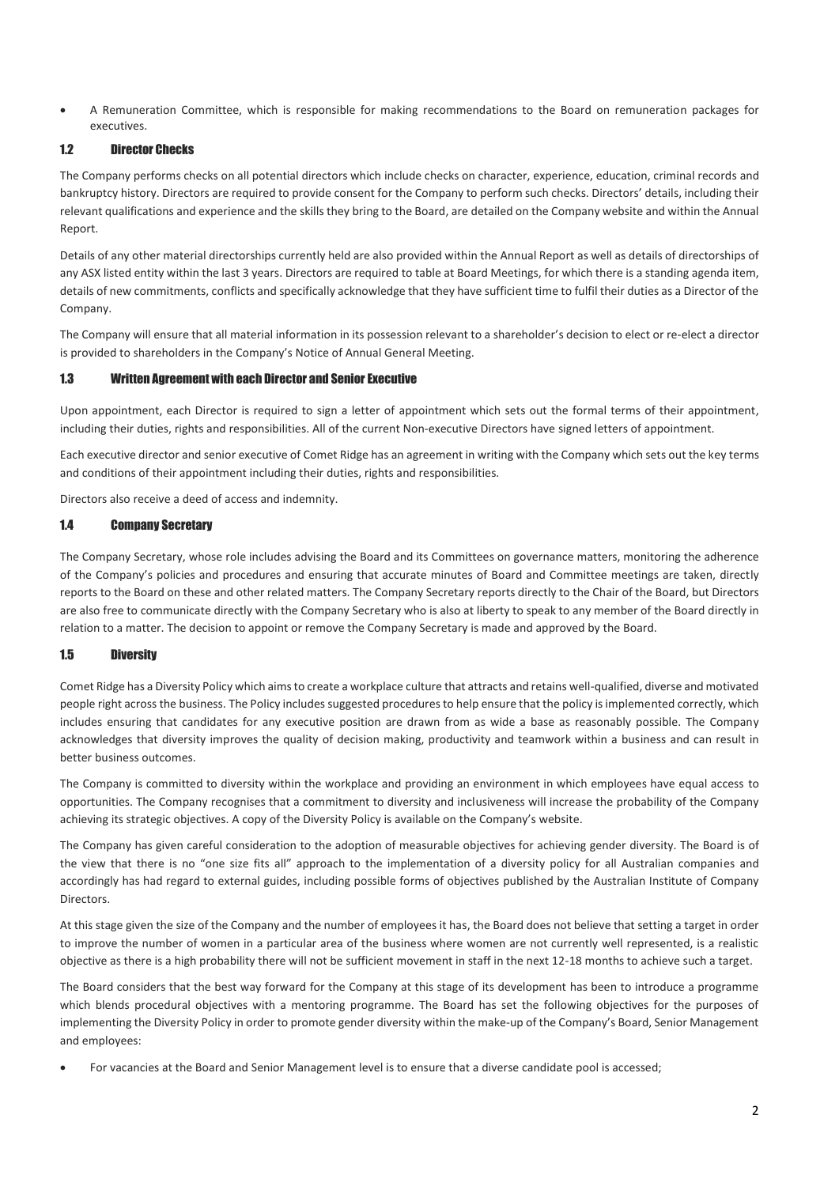- A Remuneration Committee, which is responsible for making recommendations to the Board on remuneration packages for executives.

### 1.2 Director Checks

The Company performs checks on all potential directors which include checks on character, experience, education, criminal records and bankruptcy history. Directors are required to provide consent for the Company to perform such checks. Directors' details, including their relevant qualifications and experience and the skills they bring to the Board, are detailed on the Company website and within the Annual Report.

Details of any other material directorships currently held are also provided within the Annual Report as well as details of directorships of any ASX listed entity within the last 3 years. Directors are required to table at Board Meetings, for which there is a standing agenda item, details of new commitments, conflicts and specifically acknowledge that they have sufficient time to fulfil their duties as a Director of the Company.

The Company will ensure that all material information in its possession relevant to a shareholder's decision to elect or re-elect a director is provided to shareholders in the Company's Notice of Annual General Meeting.

### 1.3 Written Agreement with each Director and Senior Executive

Upon appointment, each Director is required to sign a letter of appointment which sets out the formal terms of their appointment, including their duties, rights and responsibilities. All of the current Non-executive Directors have signed letters of appointment.

Each executive director and senior executive of Comet Ridge has an agreement in writing with the Company which sets out the key terms and conditions of their appointment including their duties, rights and responsibilities.

Directors also receive a deed of access and indemnity.

### 1.4 Company Secretary

The Company Secretary, whose role includes advising the Board and its Committees on governance matters, monitoring the adherence of the Company's policies and procedures and ensuring that accurate minutes of Board and Committee meetings are taken, directly reports to the Board on these and other related matters. The Company Secretary reports directly to the Chair of the Board, but Directors are also free to communicate directly with the Company Secretary who is also at liberty to speak to any member of the Board directly in relation to a matter. The decision to appoint or remove the Company Secretary is made and approved by the Board.

### 1.5 Diversity

Comet Ridge has a Diversity Policy which aims to create a workplace culture that attracts and retains well-qualified, diverse and motivated people right across the business. The Policy includes suggested procedures to help ensure that the policy is implemented correctly, which includes ensuring that candidates for any executive position are drawn from as wide a base as reasonably possible. The Company acknowledges that diversity improves the quality of decision making, productivity and teamwork within a business and can result in better business outcomes.

The Company is committed to diversity within the workplace and providing an environment in which employees have equal access to opportunities. The Company recognises that a commitment to diversity and inclusiveness will increase the probability of the Company achieving its strategic objectives. A copy of the Diversity Policy is available on the Company's website.

The Company has given careful consideration to the adoption of measurable objectives for achieving gender diversity. The Board is of the view that there is no "one size fits all" approach to the implementation of a diversity policy for all Australian companies and accordingly has had regard to external guides, including possible forms of objectives published by the Australian Institute of Company Directors.

At this stage given the size of the Company and the number of employees it has, the Board does not believe that setting a target in order to improve the number of women in a particular area of the business where women are not currently well represented, is a realistic objective as there is a high probability there will not be sufficient movement in staff in the next 12-18 months to achieve such a target.

The Board considers that the best way forward for the Company at this stage of its development has been to introduce a programme which blends procedural objectives with a mentoring programme. The Board has set the following objectives for the purposes of implementing the Diversity Policy in order to promote gender diversity within the make-up of the Company's Board, Senior Management and employees:

- For vacancies at the Board and Senior Management level is to ensure that a diverse candidate pool is accessed;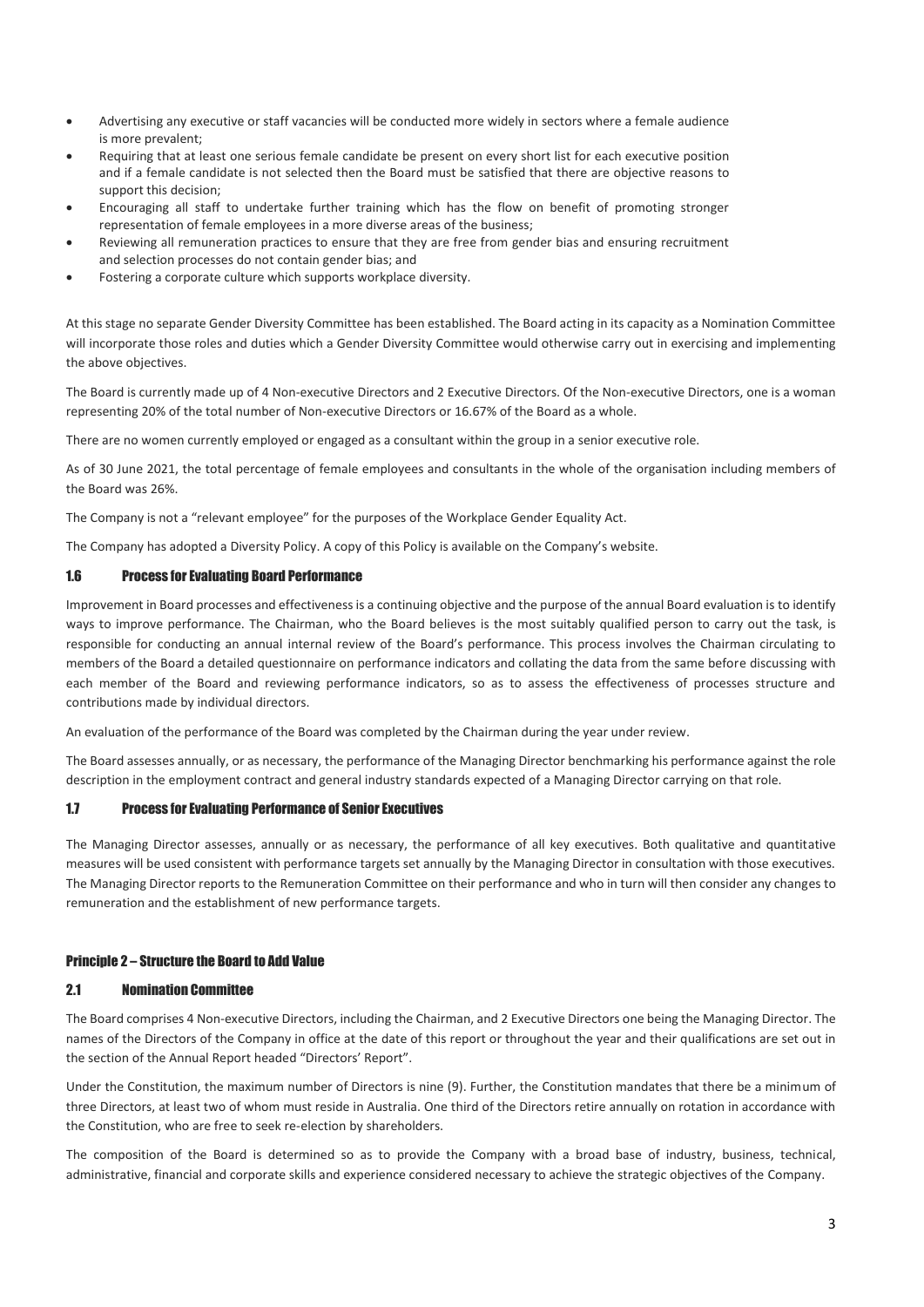- Advertising any executive or staff vacancies will be conducted more widely in sectors where a female audience is more prevalent;
- Requiring that at least one serious female candidate be present on every short list for each executive position and if a female candidate is not selected then the Board must be satisfied that there are objective reasons to support this decision;
- Encouraging all staff to undertake further training which has the flow on benefit of promoting stronger representation of female employees in a more diverse areas of the business;
- Reviewing all remuneration practices to ensure that they are free from gender bias and ensuring recruitment and selection processes do not contain gender bias; and
- Fostering a corporate culture which supports workplace diversity.

At this stage no separate Gender Diversity Committee has been established. The Board acting in its capacity as a Nomination Committee will incorporate those roles and duties which a Gender Diversity Committee would otherwise carry out in exercising and implementing the above objectives.

The Board is currently made up of 4 Non-executive Directors and 2 Executive Directors. Of the Non-executive Directors, one is a woman representing 20% of the total number of Non-executive Directors or 16.67% of the Board as a whole.

There are no women currently employed or engaged as a consultant within the group in a senior executive role.

As of 30 June 2021, the total percentage of female employees and consultants in the whole of the organisation including members of the Board was 26%.

The Company is not a "relevant employee" for the purposes of the Workplace Gender Equality Act.

The Company has adopted a Diversity Policy. A copy of this Policy is available on the Company's website.

### 1.6 Process for Evaluating Board Performance

Improvement in Board processes and effectiveness is a continuing objective and the purpose of the annual Board evaluation is to identify ways to improve performance. The Chairman, who the Board believes is the most suitably qualified person to carry out the task, is responsible for conducting an annual internal review of the Board's performance. This process involves the Chairman circulating to members of the Board a detailed questionnaire on performance indicators and collating the data from the same before discussing with each member of the Board and reviewing performance indicators, so as to assess the effectiveness of processes structure and contributions made by individual directors.

An evaluation of the performance of the Board was completed by the Chairman during the year under review.

The Board assesses annually, or as necessary, the performance of the Managing Director benchmarking his performance against the role description in the employment contract and general industry standards expected of a Managing Director carrying on that role.

### 1.7 Process for Evaluating Performance of Senior Executives

The Managing Director assesses, annually or as necessary, the performance of all key executives. Both qualitative and quantitative measures will be used consistent with performance targets set annually by the Managing Director in consultation with those executives. The Managing Director reports to the Remuneration Committee on their performance and who in turn will then consider any changes to remuneration and the establishment of new performance targets.

## Principle 2 – Structure the Board to Add Value

### 2.1 Nomination Committee

The Board comprises 4 Non-executive Directors, including the Chairman, and 2 Executive Directors one being the Managing Director. The names of the Directors of the Company in office at the date of this report or throughout the year and their qualifications are set out in the section of the Annual Report headed "Directors' Report".

Under the Constitution, the maximum number of Directors is nine (9). Further, the Constitution mandates that there be a minimum of three Directors, at least two of whom must reside in Australia. One third of the Directors retire annually on rotation in accordance with the Constitution, who are free to seek re-election by shareholders.

The composition of the Board is determined so as to provide the Company with a broad base of industry, business, technical, administrative, financial and corporate skills and experience considered necessary to achieve the strategic objectives of the Company.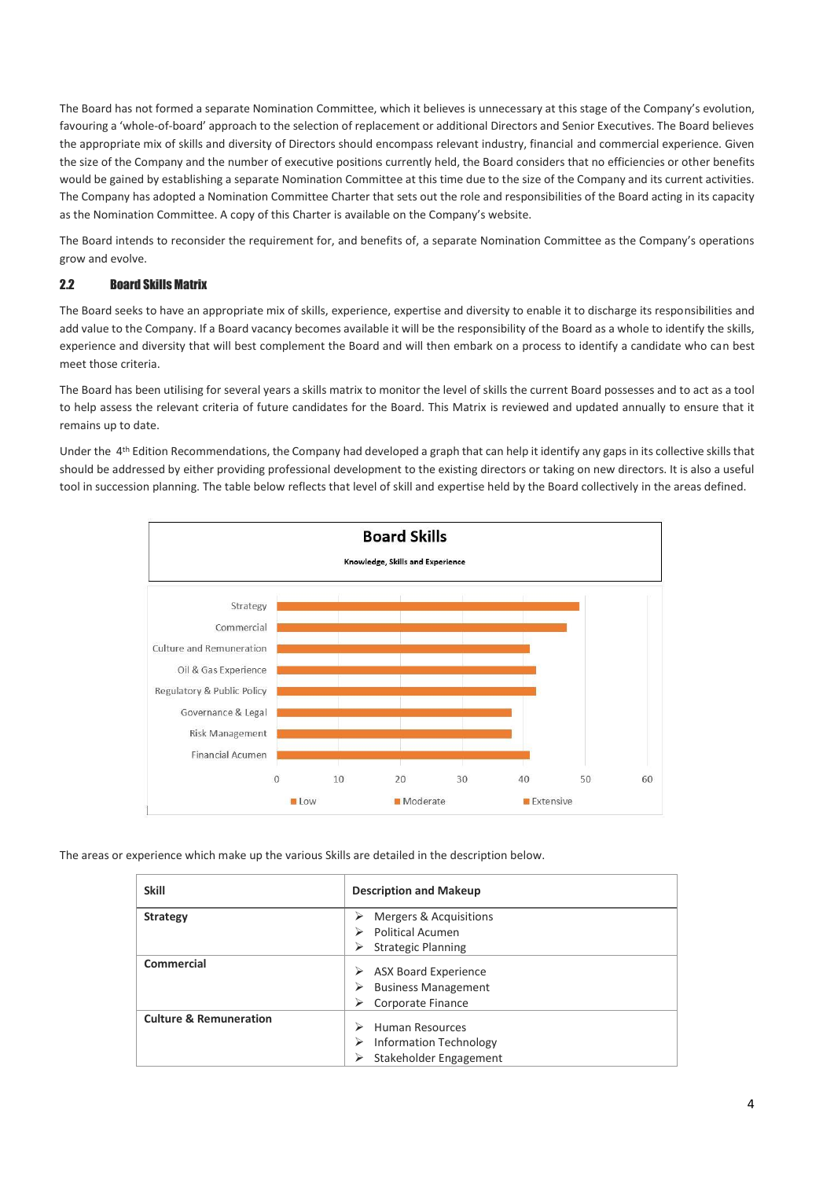The Board has not formed a separate Nomination Committee, which it believes is unnecessary at this stage of the Company's evolution, favouring a 'whole-of-board' approach to the selection of replacement or additional Directors and Senior Executives. The Board believes the appropriate mix of skills and diversity of Directors should encompass relevant industry, financial and commercial experience. Given the size of the Company and the number of executive positions currently held, the Board considers that no efficiencies or other benefits would be gained by establishing a separate Nomination Committee at this time due to the size of the Company and its current activities. The Company has adopted a Nomination Committee Charter that sets out the role and responsibilities of the Board acting in its capacity as the Nomination Committee. A copy of this Charter is available on the Company's website.

The Board intends to reconsider the requirement for, and benefits of, a separate Nomination Committee as the Company's operations grow and evolve.

## 2.2 Board Skills Matrix

The Board seeks to have an appropriate mix of skills, experience, expertise and diversity to enable it to discharge its responsibilities and add value to the Company. If a Board vacancy becomes available it will be the responsibility of the Board as a whole to identify the skills, experience and diversity that will best complement the Board and will then embark on a process to identify a candidate who can best meet those criteria.

The Board has been utilising for several years a skills matrix to monitor the level of skills the current Board possesses and to act as a tool to help assess the relevant criteria of future candidates for the Board. This Matrix is reviewed and updated annually to ensure that it remains up to date.

Under the 4th Edition Recommendations, the Company had developed a graph that can help it identify any gaps in its collective skills that should be addressed by either providing professional development to the existing directors or taking on new directors. It is also a useful tool in succession planning. The table below reflects that level of skill and expertise held by the Board collectively in the areas defined.

**Board Skills**

Knowledge, Skills and Experience

| Skill | Value (approx.) |
|---|---|
| Strategy | 49 |
| Commercial | 47 |
| Culture and Remuneration | 41 |
| Oil & Gas Experience | 42 |
| Regulatory & Public Policy | 42 |
| Governance & Legal | 38 |
| Risk Management | 38 |
| Financial Acumen | 41 |

Legend: Low, Moderate, Extensive

The areas or experience which make up the various Skills are detailed in the description below.

| Skill | Description and Makeup |
|---|---|
| **Strategy** | ➢ Mergers & Acquisitions<br>➢ Political Acumen<br>➢ Strategic Planning |
| **Commercial** | ➢ ASX Board Experience<br>➢ Business Management<br>➢ Corporate Finance |
| **Culture & Remuneration** | ➢ Human Resources<br>➢ Information Technology<br>➢ Stakeholder Engagement |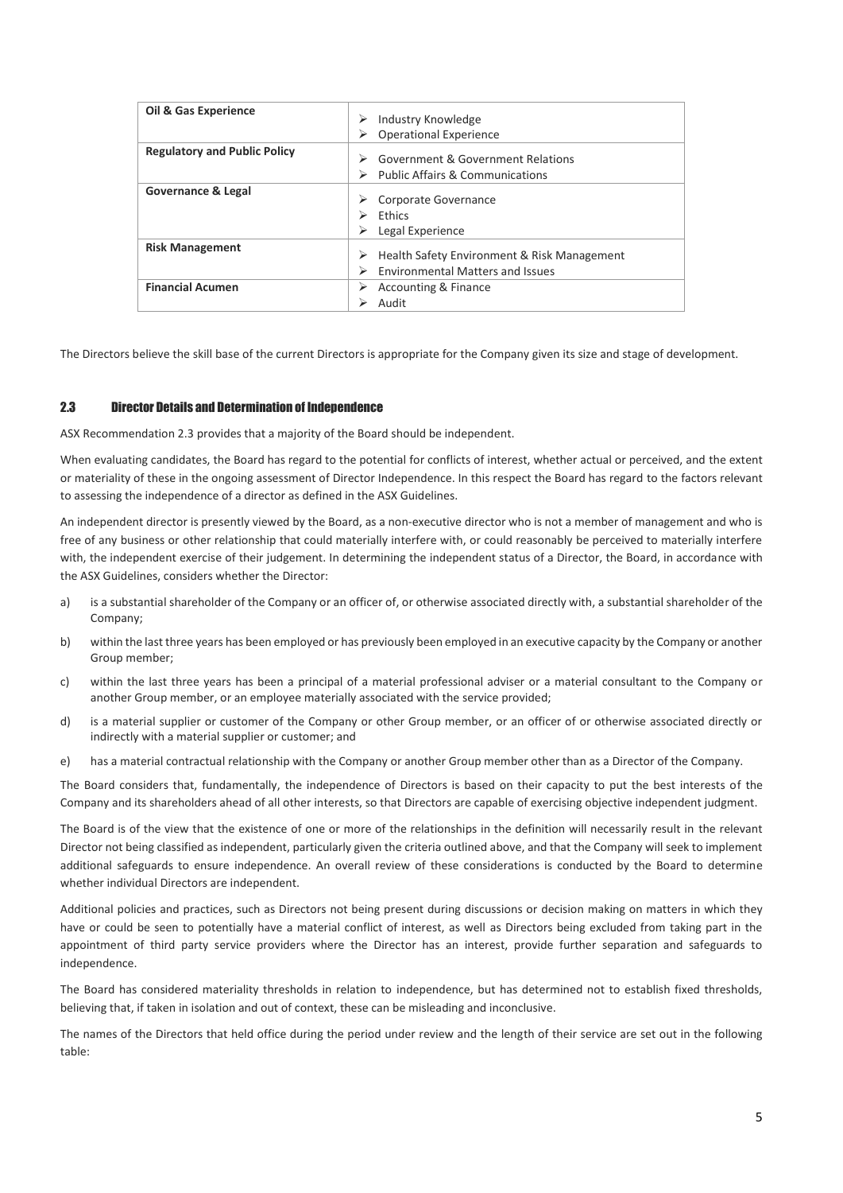| Oil & Gas Experience | ➢ Industry Knowledge<br>➢ Operational Experience |
| --- | --- |
| **Regulatory and Public Policy** | ➢ Government & Government Relations<br>➢ Public Affairs & Communications |
| **Governance & Legal** | ➢ Corporate Governance<br>➢ Ethics<br>➢ Legal Experience |
| **Risk Management** | ➢ Health Safety Environment & Risk Management<br>➢ Environmental Matters and Issues |
| **Financial Acumen** | ➢ Accounting & Finance<br>➢ Audit |

The Directors believe the skill base of the current Directors is appropriate for the Company given its size and stage of development.

## 2.3 Director Details and Determination of Independence

ASX Recommendation 2.3 provides that a majority of the Board should be independent.

When evaluating candidates, the Board has regard to the potential for conflicts of interest, whether actual or perceived, and the extent or materiality of these in the ongoing assessment of Director Independence. In this respect the Board has regard to the factors relevant to assessing the independence of a director as defined in the ASX Guidelines.

An independent director is presently viewed by the Board, as a non-executive director who is not a member of management and who is free of any business or other relationship that could materially interfere with, or could reasonably be perceived to materially interfere with, the independent exercise of their judgement. In determining the independent status of a Director, the Board, in accordance with the ASX Guidelines, considers whether the Director:

a) is a substantial shareholder of the Company or an officer of, or otherwise associated directly with, a substantial shareholder of the Company;

b) within the last three years has been employed or has previously been employed in an executive capacity by the Company or another Group member;

c) within the last three years has been a principal of a material professional adviser or a material consultant to the Company or another Group member, or an employee materially associated with the service provided;

d) is a material supplier or customer of the Company or other Group member, or an officer of or otherwise associated directly or indirectly with a material supplier or customer; and

e) has a material contractual relationship with the Company or another Group member other than as a Director of the Company.

The Board considers that, fundamentally, the independence of Directors is based on their capacity to put the best interests of the Company and its shareholders ahead of all other interests, so that Directors are capable of exercising objective independent judgment.

The Board is of the view that the existence of one or more of the relationships in the definition will necessarily result in the relevant Director not being classified as independent, particularly given the criteria outlined above, and that the Company will seek to implement additional safeguards to ensure independence. An overall review of these considerations is conducted by the Board to determine whether individual Directors are independent.

Additional policies and practices, such as Directors not being present during discussions or decision making on matters in which they have or could be seen to potentially have a material conflict of interest, as well as Directors being excluded from taking part in the appointment of third party service providers where the Director has an interest, provide further separation and safeguards to independence.

The Board has considered materiality thresholds in relation to independence, but has determined not to establish fixed thresholds, believing that, if taken in isolation and out of context, these can be misleading and inconclusive.

The names of the Directors that held office during the period under review and the length of their service are set out in the following table: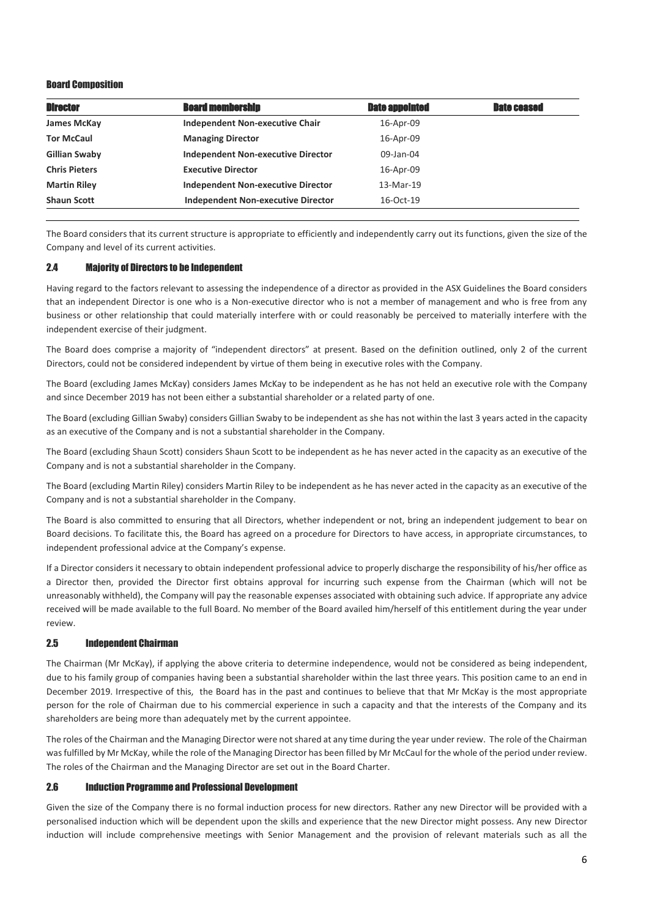#### Board Composition

| Director | Board membership | Date appointed | Date ceased |
|---|---|---|---|
| **James McKay** | **Independent Non-executive Chair** | 16-Apr-09 | |
| **Tor McCaul** | **Managing Director** | 16-Apr-09 | |
| **Gillian Swaby** | **Independent Non-executive Director** | 09-Jan-04 | |
| **Chris Pieters** | **Executive Director** | 16-Apr-09 | |
| **Martin Riley** | **Independent Non-executive Director** | 13-Mar-19 | |
| **Shaun Scott** | **Independent Non-executive Director** | 16-Oct-19 | |

The Board considers that its current structure is appropriate to efficiently and independently carry out its functions, given the size of the Company and level of its current activities.

### 2.4 Majority of Directors to be Independent

Having regard to the factors relevant to assessing the independence of a director as provided in the ASX Guidelines the Board considers that an independent Director is one who is a Non-executive director who is not a member of management and who is free from any business or other relationship that could materially interfere with or could reasonably be perceived to materially interfere with the independent exercise of their judgment.

The Board does comprise a majority of "independent directors" at present. Based on the definition outlined, only 2 of the current Directors, could not be considered independent by virtue of them being in executive roles with the Company.

The Board (excluding James McKay) considers James McKay to be independent as he has not held an executive role with the Company and since December 2019 has not been either a substantial shareholder or a related party of one.

The Board (excluding Gillian Swaby) considers Gillian Swaby to be independent as she has not within the last 3 years acted in the capacity as an executive of the Company and is not a substantial shareholder in the Company.

The Board (excluding Shaun Scott) considers Shaun Scott to be independent as he has never acted in the capacity as an executive of the Company and is not a substantial shareholder in the Company.

The Board (excluding Martin Riley) considers Martin Riley to be independent as he has never acted in the capacity as an executive of the Company and is not a substantial shareholder in the Company.

The Board is also committed to ensuring that all Directors, whether independent or not, bring an independent judgement to bear on Board decisions. To facilitate this, the Board has agreed on a procedure for Directors to have access, in appropriate circumstances, to independent professional advice at the Company's expense.

If a Director considers it necessary to obtain independent professional advice to properly discharge the responsibility of his/her office as a Director then, provided the Director first obtains approval for incurring such expense from the Chairman (which will not be unreasonably withheld), the Company will pay the reasonable expenses associated with obtaining such advice. If appropriate any advice received will be made available to the full Board. No member of the Board availed him/herself of this entitlement during the year under review.

### 2.5 Independent Chairman

The Chairman (Mr McKay), if applying the above criteria to determine independence, would not be considered as being independent, due to his family group of companies having been a substantial shareholder within the last three years. This position came to an end in December 2019. Irrespective of this, the Board has in the past and continues to believe that that Mr McKay is the most appropriate person for the role of Chairman due to his commercial experience in such a capacity and that the interests of the Company and its shareholders are being more than adequately met by the current appointee.

The roles of the Chairman and the Managing Director were not shared at any time during the year under review. The role of the Chairman was fulfilled by Mr McKay, while the role of the Managing Director has been filled by Mr McCaul for the whole of the period under review. The roles of the Chairman and the Managing Director are set out in the Board Charter.

### 2.6 Induction Programme and Professional Development

Given the size of the Company there is no formal induction process for new directors. Rather any new Director will be provided with a personalised induction which will be dependent upon the skills and experience that the new Director might possess. Any new Director induction will include comprehensive meetings with Senior Management and the provision of relevant materials such as all the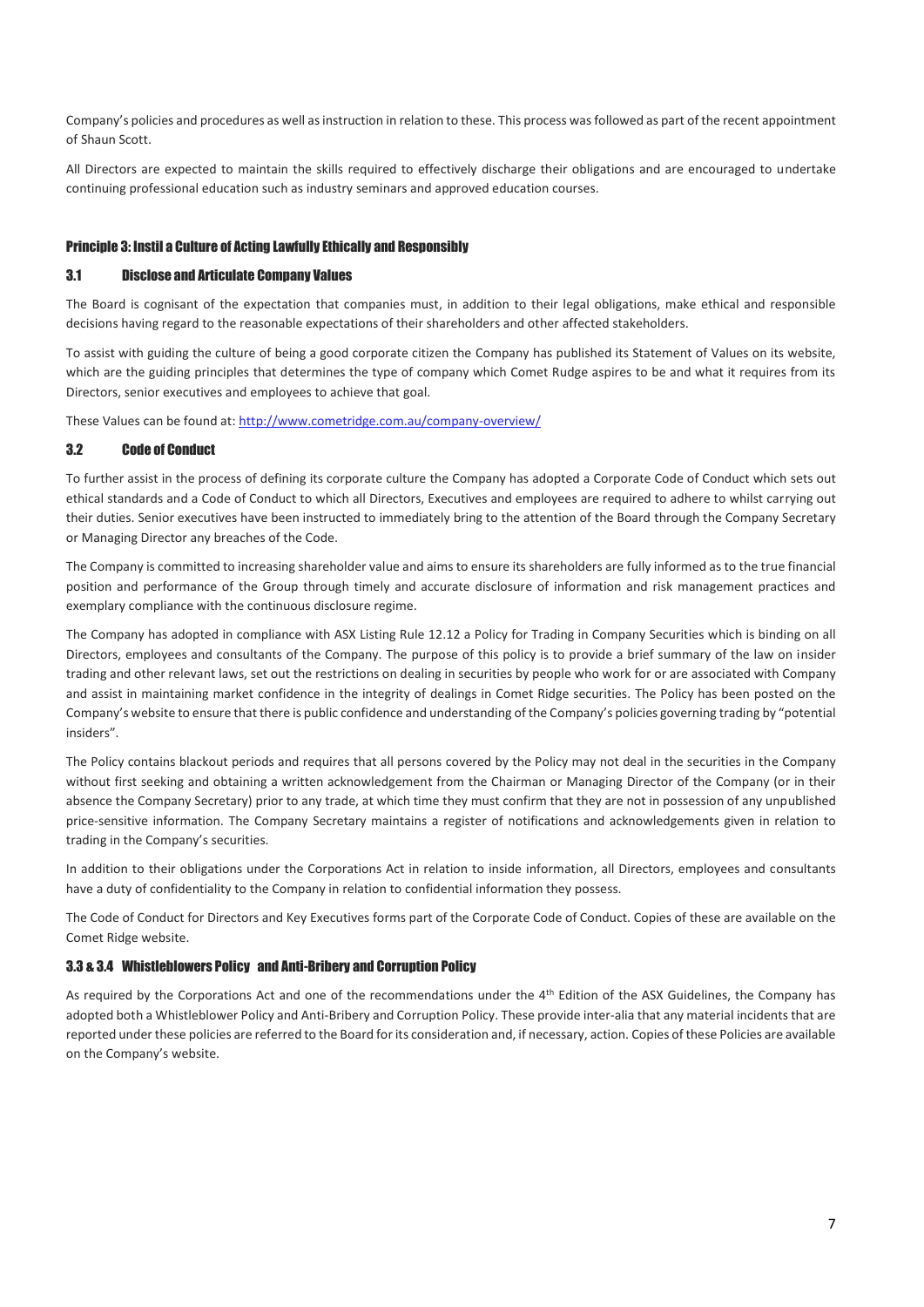Company's policies and procedures as well as instruction in relation to these. This process was followed as part of the recent appointment of Shaun Scott.

All Directors are expected to maintain the skills required to effectively discharge their obligations and are encouraged to undertake continuing professional education such as industry seminars and approved education courses.

## Principle 3: Instil a Culture of Acting Lawfully Ethically and Responsibly

### 3.1 Disclose and Articulate Company Values

The Board is cognisant of the expectation that companies must, in addition to their legal obligations, make ethical and responsible decisions having regard to the reasonable expectations of their shareholders and other affected stakeholders.

To assist with guiding the culture of being a good corporate citizen the Company has published its Statement of Values on its website, which are the guiding principles that determines the type of company which Comet Rudge aspires to be and what it requires from its Directors, senior executives and employees to achieve that goal.

These Values can be found at: http://www.cometridge.com.au/company-overview/

### 3.2 Code of Conduct

To further assist in the process of defining its corporate culture the Company has adopted a Corporate Code of Conduct which sets out ethical standards and a Code of Conduct to which all Directors, Executives and employees are required to adhere to whilst carrying out their duties. Senior executives have been instructed to immediately bring to the attention of the Board through the Company Secretary or Managing Director any breaches of the Code.

The Company is committed to increasing shareholder value and aims to ensure its shareholders are fully informed as to the true financial position and performance of the Group through timely and accurate disclosure of information and risk management practices and exemplary compliance with the continuous disclosure regime.

The Company has adopted in compliance with ASX Listing Rule 12.12 a Policy for Trading in Company Securities which is binding on all Directors, employees and consultants of the Company. The purpose of this policy is to provide a brief summary of the law on insider trading and other relevant laws, set out the restrictions on dealing in securities by people who work for or are associated with Company and assist in maintaining market confidence in the integrity of dealings in Comet Ridge securities. The Policy has been posted on the Company's website to ensure that there is public confidence and understanding of the Company's policies governing trading by "potential insiders".

The Policy contains blackout periods and requires that all persons covered by the Policy may not deal in the securities in the Company without first seeking and obtaining a written acknowledgement from the Chairman or Managing Director of the Company (or in their absence the Company Secretary) prior to any trade, at which time they must confirm that they are not in possession of any unpublished price-sensitive information. The Company Secretary maintains a register of notifications and acknowledgements given in relation to trading in the Company's securities.

In addition to their obligations under the Corporations Act in relation to inside information, all Directors, employees and consultants have a duty of confidentiality to the Company in relation to confidential information they possess.

The Code of Conduct for Directors and Key Executives forms part of the Corporate Code of Conduct. Copies of these are available on the Comet Ridge website.

### 3.3 & 3.4 Whistleblowers Policy and Anti-Bribery and Corruption Policy

As required by the Corporations Act and one of the recommendations under the 4th Edition of the ASX Guidelines, the Company has adopted both a Whistleblower Policy and Anti-Bribery and Corruption Policy. These provide inter-alia that any material incidents that are reported under these policies are referred to the Board for its consideration and, if necessary, action. Copies of these Policies are available on the Company's website.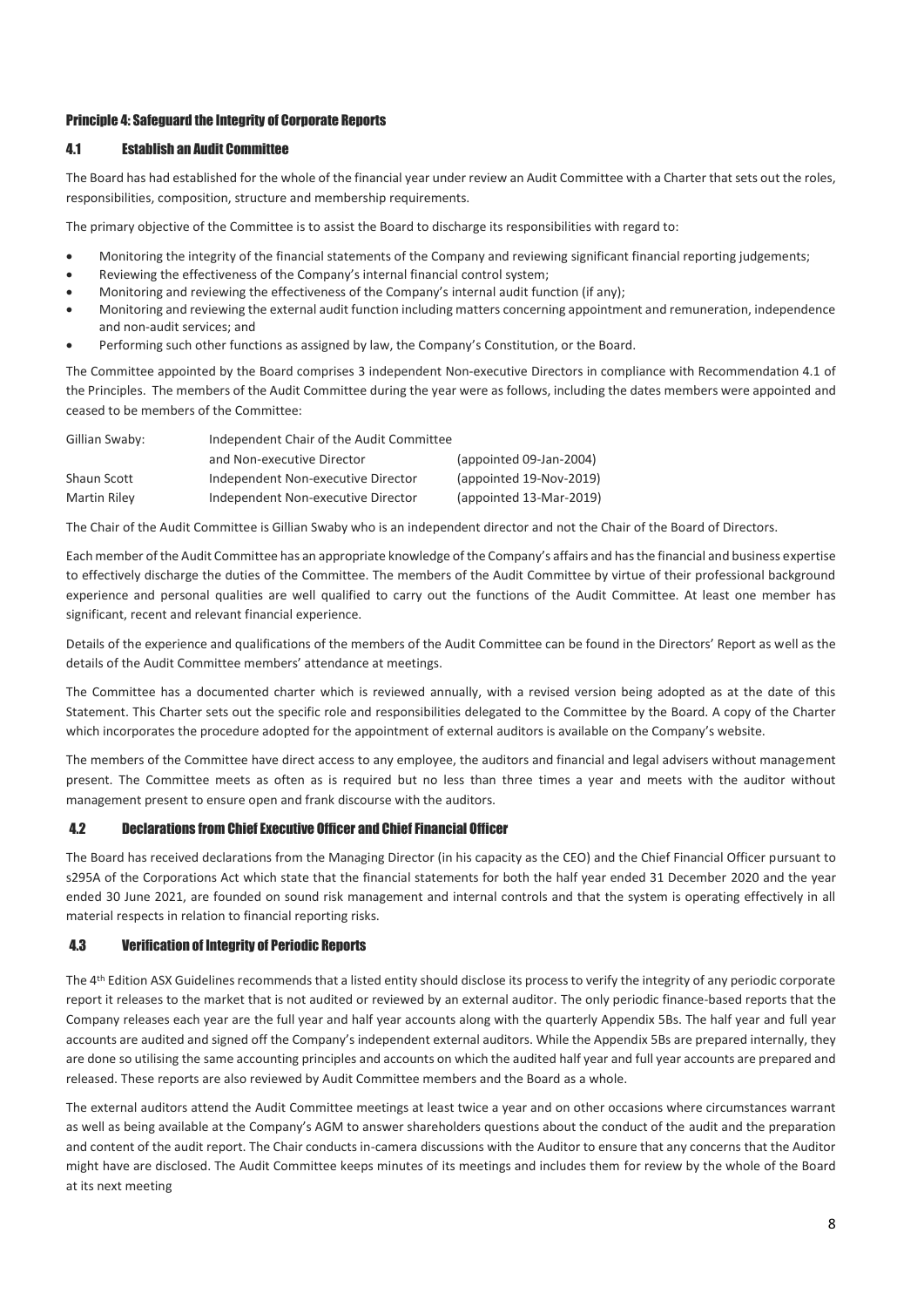## Principle 4: Safeguard the Integrity of Corporate Reports

### 4.1 Establish an Audit Committee

The Board has had established for the whole of the financial year under review an Audit Committee with a Charter that sets out the roles, responsibilities, composition, structure and membership requirements.

The primary objective of the Committee is to assist the Board to discharge its responsibilities with regard to:

- Monitoring the integrity of the financial statements of the Company and reviewing significant financial reporting judgements;
- Reviewing the effectiveness of the Company's internal financial control system;
- Monitoring and reviewing the effectiveness of the Company's internal audit function (if any);
- Monitoring and reviewing the external audit function including matters concerning appointment and remuneration, independence and non-audit services; and
- Performing such other functions as assigned by law, the Company's Constitution, or the Board.

The Committee appointed by the Board comprises 3 independent Non-executive Directors in compliance with Recommendation 4.1 of the Principles. The members of the Audit Committee during the year were as follows, including the dates members were appointed and ceased to be members of the Committee:

| | | |
|---|---|---|
| Gillian Swaby: | Independent Chair of the Audit Committee and Non-executive Director | (appointed 09-Jan-2004) |
| Shaun Scott | Independent Non-executive Director | (appointed 19-Nov-2019) |
| Martin Riley | Independent Non-executive Director | (appointed 13-Mar-2019) |

The Chair of the Audit Committee is Gillian Swaby who is an independent director and not the Chair of the Board of Directors.

Each member of the Audit Committee has an appropriate knowledge of the Company's affairs and has the financial and business expertise to effectively discharge the duties of the Committee. The members of the Audit Committee by virtue of their professional background experience and personal qualities are well qualified to carry out the functions of the Audit Committee. At least one member has significant, recent and relevant financial experience.

Details of the experience and qualifications of the members of the Audit Committee can be found in the Directors' Report as well as the details of the Audit Committee members' attendance at meetings.

The Committee has a documented charter which is reviewed annually, with a revised version being adopted as at the date of this Statement. This Charter sets out the specific role and responsibilities delegated to the Committee by the Board. A copy of the Charter which incorporates the procedure adopted for the appointment of external auditors is available on the Company's website.

The members of the Committee have direct access to any employee, the auditors and financial and legal advisers without management present. The Committee meets as often as is required but no less than three times a year and meets with the auditor without management present to ensure open and frank discourse with the auditors.

### 4.2 Declarations from Chief Executive Officer and Chief Financial Officer

The Board has received declarations from the Managing Director (in his capacity as the CEO) and the Chief Financial Officer pursuant to s295A of the Corporations Act which state that the financial statements for both the half year ended 31 December 2020 and the year ended 30 June 2021, are founded on sound risk management and internal controls and that the system is operating effectively in all material respects in relation to financial reporting risks.

### 4.3 Verification of Integrity of Periodic Reports

The 4th Edition ASX Guidelines recommends that a listed entity should disclose its process to verify the integrity of any periodic corporate report it releases to the market that is not audited or reviewed by an external auditor. The only periodic finance-based reports that the Company releases each year are the full year and half year accounts along with the quarterly Appendix 5Bs. The half year and full year accounts are audited and signed off the Company's independent external auditors. While the Appendix 5Bs are prepared internally, they are done so utilising the same accounting principles and accounts on which the audited half year and full year accounts are prepared and released. These reports are also reviewed by Audit Committee members and the Board as a whole.

The external auditors attend the Audit Committee meetings at least twice a year and on other occasions where circumstances warrant as well as being available at the Company's AGM to answer shareholders questions about the conduct of the audit and the preparation and content of the audit report. The Chair conducts in-camera discussions with the Auditor to ensure that any concerns that the Auditor might have are disclosed. The Audit Committee keeps minutes of its meetings and includes them for review by the whole of the Board at its next meeting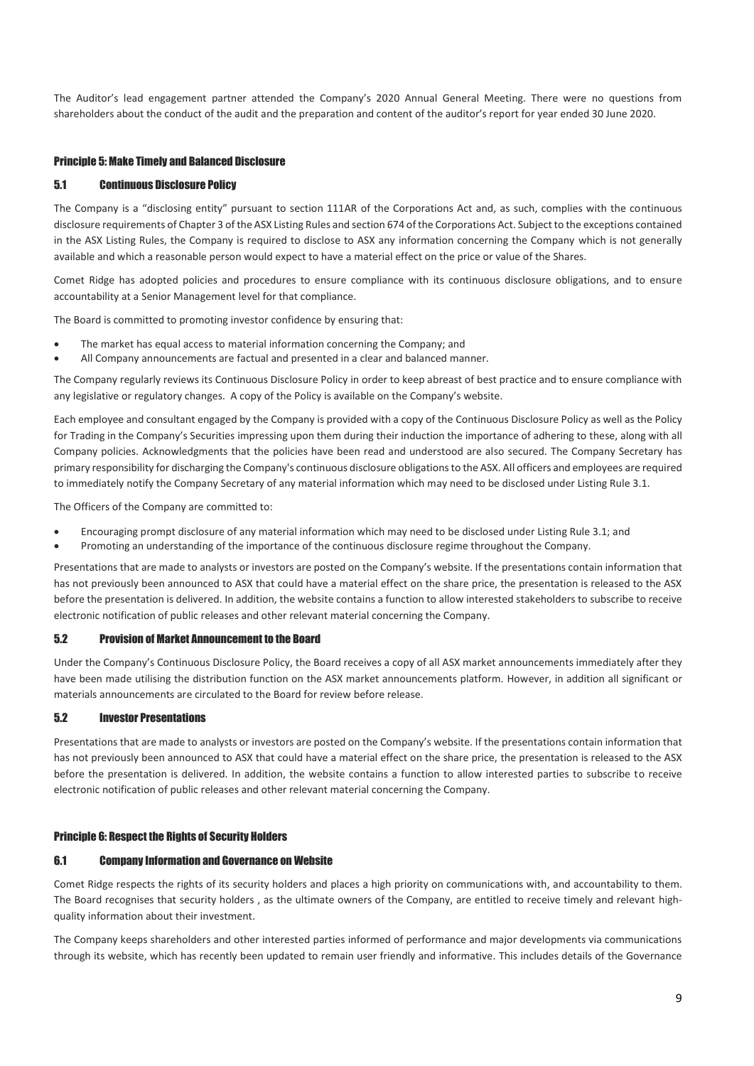The Auditor's lead engagement partner attended the Company's 2020 Annual General Meeting. There were no questions from shareholders about the conduct of the audit and the preparation and content of the auditor's report for year ended 30 June 2020.

## Principle 5: Make Timely and Balanced Disclosure

### 5.1 Continuous Disclosure Policy

The Company is a "disclosing entity" pursuant to section 111AR of the Corporations Act and, as such, complies with the continuous disclosure requirements of Chapter 3 of the ASX Listing Rules and section 674 of the Corporations Act. Subject to the exceptions contained in the ASX Listing Rules, the Company is required to disclose to ASX any information concerning the Company which is not generally available and which a reasonable person would expect to have a material effect on the price or value of the Shares.

Comet Ridge has adopted policies and procedures to ensure compliance with its continuous disclosure obligations, and to ensure accountability at a Senior Management level for that compliance.

The Board is committed to promoting investor confidence by ensuring that:

- The market has equal access to material information concerning the Company; and
- All Company announcements are factual and presented in a clear and balanced manner.

The Company regularly reviews its Continuous Disclosure Policy in order to keep abreast of best practice and to ensure compliance with any legislative or regulatory changes. A copy of the Policy is available on the Company's website.

Each employee and consultant engaged by the Company is provided with a copy of the Continuous Disclosure Policy as well as the Policy for Trading in the Company's Securities impressing upon them during their induction the importance of adhering to these, along with all Company policies. Acknowledgments that the policies have been read and understood are also secured. The Company Secretary has primary responsibility for discharging the Company's continuous disclosure obligations to the ASX. All officers and employees are required to immediately notify the Company Secretary of any material information which may need to be disclosed under Listing Rule 3.1.

The Officers of the Company are committed to:

- Encouraging prompt disclosure of any material information which may need to be disclosed under Listing Rule 3.1; and
- Promoting an understanding of the importance of the continuous disclosure regime throughout the Company.

Presentations that are made to analysts or investors are posted on the Company's website. If the presentations contain information that has not previously been announced to ASX that could have a material effect on the share price, the presentation is released to the ASX before the presentation is delivered. In addition, the website contains a function to allow interested stakeholders to subscribe to receive electronic notification of public releases and other relevant material concerning the Company.

### 5.2 Provision of Market Announcement to the Board

Under the Company's Continuous Disclosure Policy, the Board receives a copy of all ASX market announcements immediately after they have been made utilising the distribution function on the ASX market announcements platform. However, in addition all significant or materials announcements are circulated to the Board for review before release.

### 5.2 Investor Presentations

Presentations that are made to analysts or investors are posted on the Company's website. If the presentations contain information that has not previously been announced to ASX that could have a material effect on the share price, the presentation is released to the ASX before the presentation is delivered. In addition, the website contains a function to allow interested parties to subscribe to receive electronic notification of public releases and other relevant material concerning the Company.

## Principle 6: Respect the Rights of Security Holders

### 6.1 Company Information and Governance on Website

Comet Ridge respects the rights of its security holders and places a high priority on communications with, and accountability to them. The Board recognises that security holders , as the ultimate owners of the Company, are entitled to receive timely and relevant high-quality information about their investment.

The Company keeps shareholders and other interested parties informed of performance and major developments via communications through its website, which has recently been updated to remain user friendly and informative. This includes details of the Governance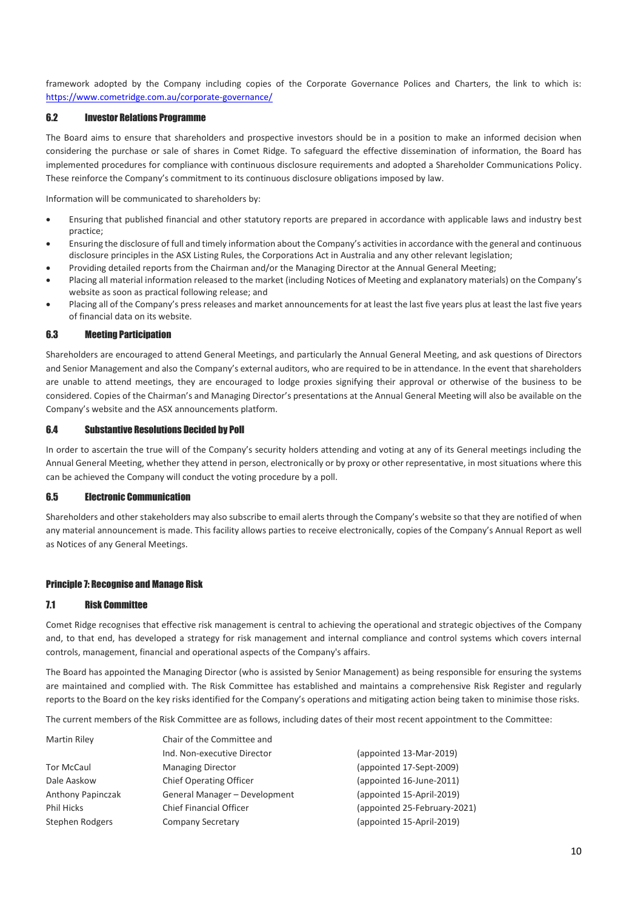framework adopted by the Company including copies of the Corporate Governance Polices and Charters, the link to which is: https://www.cometridge.com.au/corporate-governance/

### 6.2 Investor Relations Programme

The Board aims to ensure that shareholders and prospective investors should be in a position to make an informed decision when considering the purchase or sale of shares in Comet Ridge. To safeguard the effective dissemination of information, the Board has implemented procedures for compliance with continuous disclosure requirements and adopted a Shareholder Communications Policy. These reinforce the Company's commitment to its continuous disclosure obligations imposed by law.

Information will be communicated to shareholders by:

- Ensuring that published financial and other statutory reports are prepared in accordance with applicable laws and industry best practice;
- Ensuring the disclosure of full and timely information about the Company's activities in accordance with the general and continuous disclosure principles in the ASX Listing Rules, the Corporations Act in Australia and any other relevant legislation;
- Providing detailed reports from the Chairman and/or the Managing Director at the Annual General Meeting;
- Placing all material information released to the market (including Notices of Meeting and explanatory materials) on the Company's website as soon as practical following release; and
- Placing all of the Company's press releases and market announcements for at least the last five years plus at least the last five years of financial data on its website.

### 6.3 Meeting Participation

Shareholders are encouraged to attend General Meetings, and particularly the Annual General Meeting, and ask questions of Directors and Senior Management and also the Company's external auditors, who are required to be in attendance. In the event that shareholders are unable to attend meetings, they are encouraged to lodge proxies signifying their approval or otherwise of the business to be considered. Copies of the Chairman's and Managing Director's presentations at the Annual General Meeting will also be available on the Company's website and the ASX announcements platform.

### 6.4 Substantive Resolutions Decided by Poll

In order to ascertain the true will of the Company's security holders attending and voting at any of its General meetings including the Annual General Meeting, whether they attend in person, electronically or by proxy or other representative, in most situations where this can be achieved the Company will conduct the voting procedure by a poll.

### 6.5 Electronic Communication

Shareholders and other stakeholders may also subscribe to email alerts through the Company's website so that they are notified of when any material announcement is made. This facility allows parties to receive electronically, copies of the Company's Annual Report as well as Notices of any General Meetings.

## Principle 7: Recognise and Manage Risk

### 7.1 Risk Committee

Comet Ridge recognises that effective risk management is central to achieving the operational and strategic objectives of the Company and, to that end, has developed a strategy for risk management and internal compliance and control systems which covers internal controls, management, financial and operational aspects of the Company's affairs.

The Board has appointed the Managing Director (who is assisted by Senior Management) as being responsible for ensuring the systems are maintained and complied with. The Risk Committee has established and maintains a comprehensive Risk Register and regularly reports to the Board on the key risks identified for the Company's operations and mitigating action being taken to minimise those risks.

The current members of the Risk Committee are as follows, including dates of their most recent appointment to the Committee:

| | | |
|---|---|---|
| Martin Riley | Chair of the Committee and Ind. Non-executive Director | (appointed 13-Mar-2019) |
| Tor McCaul | Managing Director | (appointed 17-Sept-2009) |
| Dale Aaskow | Chief Operating Officer | (appointed 16-June-2011) |
| Anthony Papinczak | General Manager – Development | (appointed 15-April-2019) |
| Phil Hicks | Chief Financial Officer | (appointed 25-February-2021) |
| Stephen Rodgers | Company Secretary | (appointed 15-April-2019) |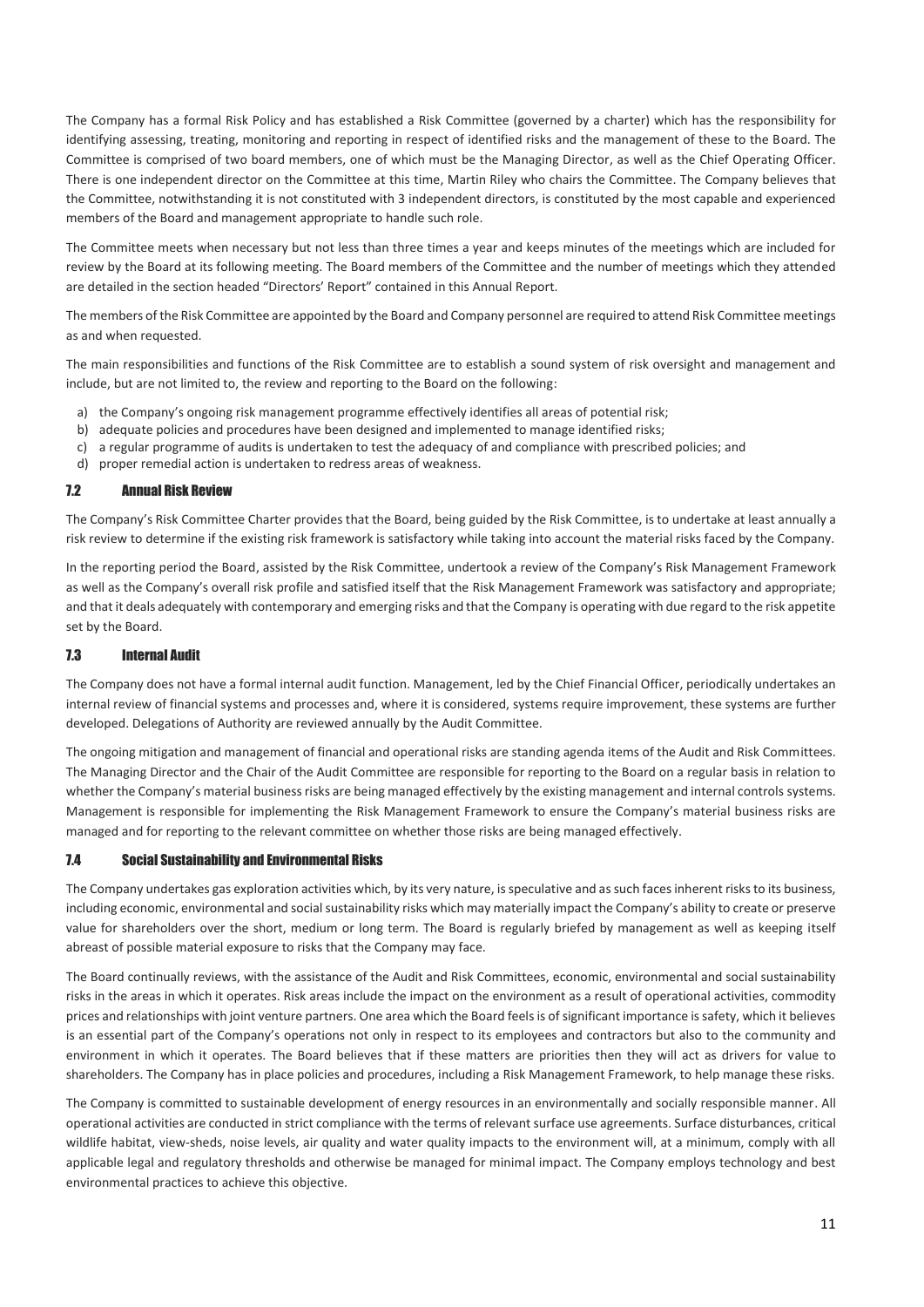The Company has a formal Risk Policy and has established a Risk Committee (governed by a charter) which has the responsibility for identifying assessing, treating, monitoring and reporting in respect of identified risks and the management of these to the Board. The Committee is comprised of two board members, one of which must be the Managing Director, as well as the Chief Operating Officer. There is one independent director on the Committee at this time, Martin Riley who chairs the Committee. The Company believes that the Committee, notwithstanding it is not constituted with 3 independent directors, is constituted by the most capable and experienced members of the Board and management appropriate to handle such role.

The Committee meets when necessary but not less than three times a year and keeps minutes of the meetings which are included for review by the Board at its following meeting. The Board members of the Committee and the number of meetings which they attended are detailed in the section headed "Directors' Report" contained in this Annual Report.

The members of the Risk Committee are appointed by the Board and Company personnel are required to attend Risk Committee meetings as and when requested.

The main responsibilities and functions of the Risk Committee are to establish a sound system of risk oversight and management and include, but are not limited to, the review and reporting to the Board on the following:

a) the Company's ongoing risk management programme effectively identifies all areas of potential risk;
b) adequate policies and procedures have been designed and implemented to manage identified risks;
c) a regular programme of audits is undertaken to test the adequacy of and compliance with prescribed policies; and
d) proper remedial action is undertaken to redress areas of weakness.

## 7.2 Annual Risk Review

The Company's Risk Committee Charter provides that the Board, being guided by the Risk Committee, is to undertake at least annually a risk review to determine if the existing risk framework is satisfactory while taking into account the material risks faced by the Company.

In the reporting period the Board, assisted by the Risk Committee, undertook a review of the Company's Risk Management Framework as well as the Company's overall risk profile and satisfied itself that the Risk Management Framework was satisfactory and appropriate; and that it deals adequately with contemporary and emerging risks and that the Company is operating with due regard to the risk appetite set by the Board.

## 7.3 Internal Audit

The Company does not have a formal internal audit function. Management, led by the Chief Financial Officer, periodically undertakes an internal review of financial systems and processes and, where it is considered, systems require improvement, these systems are further developed. Delegations of Authority are reviewed annually by the Audit Committee.

The ongoing mitigation and management of financial and operational risks are standing agenda items of the Audit and Risk Committees. The Managing Director and the Chair of the Audit Committee are responsible for reporting to the Board on a regular basis in relation to whether the Company's material business risks are being managed effectively by the existing management and internal controls systems. Management is responsible for implementing the Risk Management Framework to ensure the Company's material business risks are managed and for reporting to the relevant committee on whether those risks are being managed effectively.

## 7.4 Social Sustainability and Environmental Risks

The Company undertakes gas exploration activities which, by its very nature, is speculative and as such faces inherent risks to its business, including economic, environmental and social sustainability risks which may materially impact the Company's ability to create or preserve value for shareholders over the short, medium or long term. The Board is regularly briefed by management as well as keeping itself abreast of possible material exposure to risks that the Company may face.

The Board continually reviews, with the assistance of the Audit and Risk Committees, economic, environmental and social sustainability risks in the areas in which it operates. Risk areas include the impact on the environment as a result of operational activities, commodity prices and relationships with joint venture partners. One area which the Board feels is of significant importance is safety, which it believes is an essential part of the Company's operations not only in respect to its employees and contractors but also to the community and environment in which it operates. The Board believes that if these matters are priorities then they will act as drivers for value to shareholders. The Company has in place policies and procedures, including a Risk Management Framework, to help manage these risks.

The Company is committed to sustainable development of energy resources in an environmentally and socially responsible manner. All operational activities are conducted in strict compliance with the terms of relevant surface use agreements. Surface disturbances, critical wildlife habitat, view-sheds, noise levels, air quality and water quality impacts to the environment will, at a minimum, comply with all applicable legal and regulatory thresholds and otherwise be managed for minimal impact. The Company employs technology and best environmental practices to achieve this objective.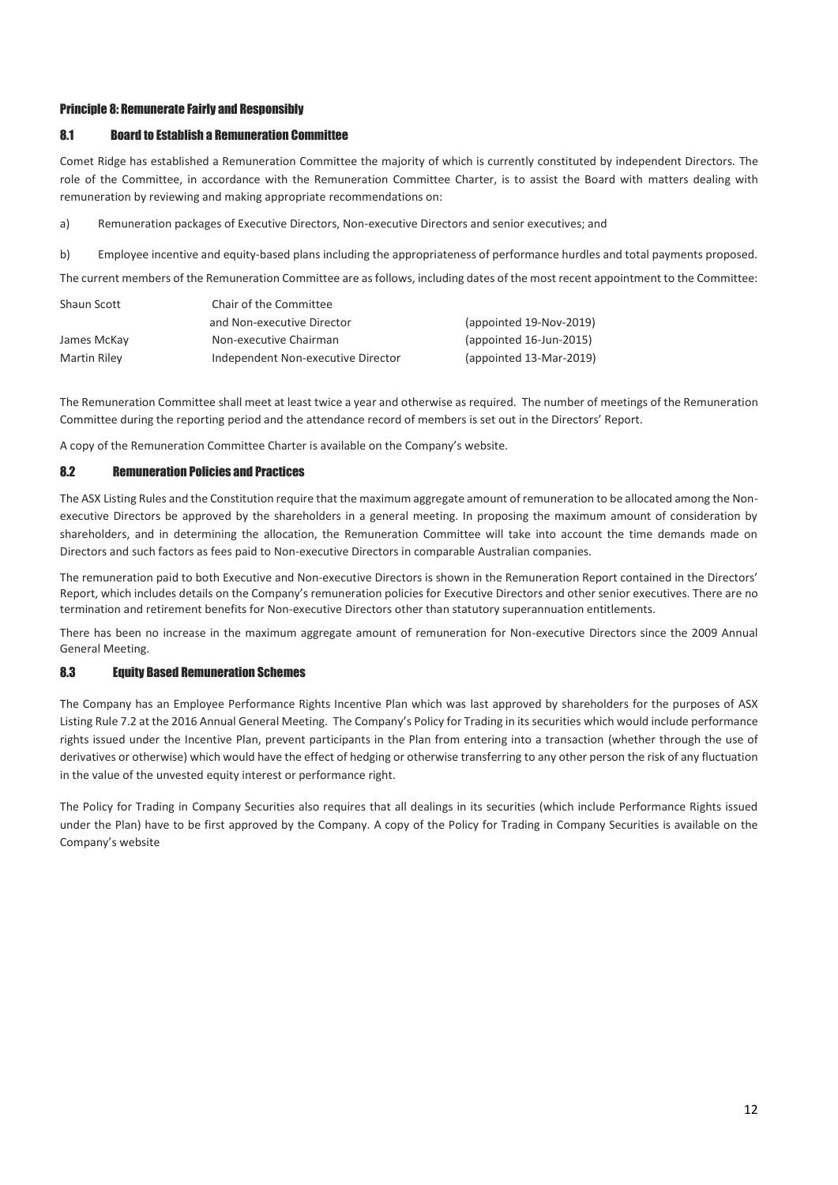## Principle 8: Remunerate Fairly and Responsibly

### 8.1 Board to Establish a Remuneration Committee

Comet Ridge has established a Remuneration Committee the majority of which is currently constituted by independent Directors. The role of the Committee, in accordance with the Remuneration Committee Charter, is to assist the Board with matters dealing with remuneration by reviewing and making appropriate recommendations on:

a) Remuneration packages of Executive Directors, Non-executive Directors and senior executives; and

b) Employee incentive and equity-based plans including the appropriateness of performance hurdles and total payments proposed.

The current members of the Remuneration Committee are as follows, including dates of the most recent appointment to the Committee:

| | | |
|---|---|---|
| Shaun Scott | Chair of the Committee and Non-executive Director | (appointed 19-Nov-2019) |
| James McKay | Non-executive Chairman | (appointed 16-Jun-2015) |
| Martin Riley | Independent Non-executive Director | (appointed 13-Mar-2019) |

The Remuneration Committee shall meet at least twice a year and otherwise as required. The number of meetings of the Remuneration Committee during the reporting period and the attendance record of members is set out in the Directors' Report.

A copy of the Remuneration Committee Charter is available on the Company's website.

### 8.2 Remuneration Policies and Practices

The ASX Listing Rules and the Constitution require that the maximum aggregate amount of remuneration to be allocated among the Non-executive Directors be approved by the shareholders in a general meeting. In proposing the maximum amount of consideration by shareholders, and in determining the allocation, the Remuneration Committee will take into account the time demands made on Directors and such factors as fees paid to Non-executive Directors in comparable Australian companies.

The remuneration paid to both Executive and Non-executive Directors is shown in the Remuneration Report contained in the Directors' Report, which includes details on the Company's remuneration policies for Executive Directors and other senior executives. There are no termination and retirement benefits for Non-executive Directors other than statutory superannuation entitlements.

There has been no increase in the maximum aggregate amount of remuneration for Non-executive Directors since the 2009 Annual General Meeting.

### 8.3 Equity Based Remuneration Schemes

The Company has an Employee Performance Rights Incentive Plan which was last approved by shareholders for the purposes of ASX Listing Rule 7.2 at the 2016 Annual General Meeting. The Company's Policy for Trading in its securities which would include performance rights issued under the Incentive Plan, prevent participants in the Plan from entering into a transaction (whether through the use of derivatives or otherwise) which would have the effect of hedging or otherwise transferring to any other person the risk of any fluctuation in the value of the unvested equity interest or performance right.

The Policy for Trading in Company Securities also requires that all dealings in its securities (which include Performance Rights issued under the Plan) have to be first approved by the Company. A copy of the Policy for Trading in Company Securities is available on the Company's website